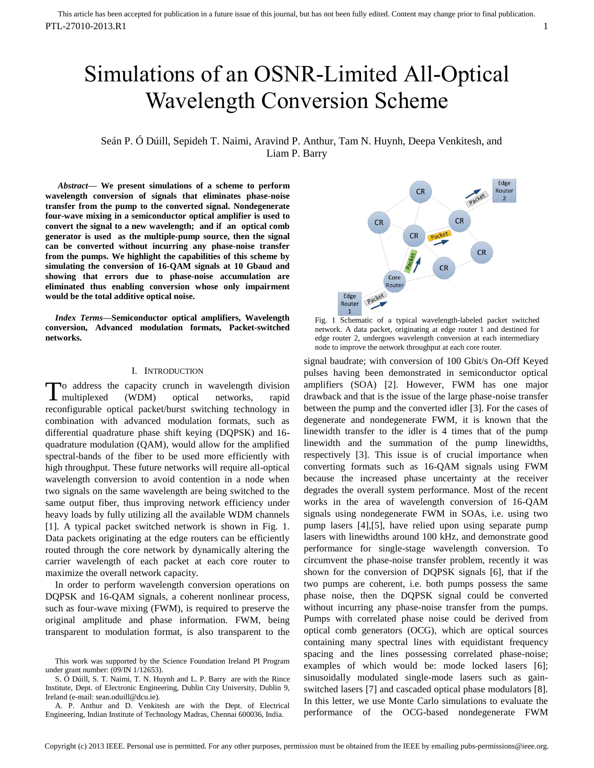# Simulations of an OSNR-Limited All-Optical Wavelength Conversion Scheme

Seán P. Ó Dúill, Sepideh T. Naimi, Aravind P. Anthur, Tam N. Huynh, Deepa Venkitesh, and Liam P. Barry

***Abstract*— We present simulations of a scheme to perform wavelength conversion of signals that eliminates phase-noise transfer from the pump to the converted signal. Nondegenerate four-wave mixing in a semiconductor optical amplifier is used to convert the signal to a new wavelength; and if an optical comb generator is used as the multiple-pump source, then the signal can be converted without incurring any phase-noise transfer from the pumps. We highlight the capabilities of this scheme by simulating the conversion of 16-QAM signals at 10 Gbaud and showing that errors due to phase-noise accumulation are eliminated thus enabling conversion whose only impairment would be the total additive optical noise.**

***Index Terms*—Semiconductor optical amplifiers, Wavelength conversion, Advanced modulation formats, Packet-switched networks.**

## I. Introduction

To address the capacity crunch in wavelength division multiplexed (WDM) optical networks, rapid reconfigurable optical packet/burst switching technology in combination with advanced modulation formats, such as differential quadrature phase shift keying (DQPSK) and 16-quadrature modulation (QAM), would allow for the amplified spectral-bands of the fiber to be used more efficiently with high throughput. These future networks will require all-optical wavelength conversion to avoid contention in a node when two signals on the same wavelength are being switched to the same output fiber, thus improving network efficiency under heavy loads by fully utilizing all the available WDM channels [1]. A typical packet switched network is shown in Fig. 1. Data packets originating at the edge routers can be efficiently routed through the core network by dynamically altering the carrier wavelength of each packet at each core router to maximize the overall network capacity.

In order to perform wavelength conversion operations on DQPSK and 16-QAM signals, a coherent nonlinear process, such as four-wave mixing (FWM), is required to preserve the original amplitude and phase information. FWM, being transparent to modulation format, is also transparent to the signal baudrate; with conversion of 100 Gbit/s On-Off Keyed pulses having been demonstrated in semiconductor optical amplifiers (SOA) [2]. However, FWM has one major drawback and that is the issue of the large phase-noise transfer between the pump and the converted idler [3]. For the cases of degenerate and nondegenerate FWM, it is known that the linewidth transfer to the idler is 4 times that of the pump linewidth and the summation of the pump linewidths, respectively [3]. This issue is of crucial importance when converting formats such as 16-QAM signals using FWM because the increased phase uncertainty at the receiver degrades the overall system performance. Most of the recent works in the area of wavelength conversion of 16-QAM signals using nondegenerate FWM in SOAs, i.e. using two pump lasers [4],[5], have relied upon using separate pump lasers with linewidths around 100 kHz, and demonstrate good performance for single-stage wavelength conversion. To circumvent the phase-noise transfer problem, recently it was shown for the conversion of DQPSK signals [6], that if the two pumps are coherent, i.e. both pumps possess the same phase noise, then the DQPSK signal could be converted without incurring any phase-noise transfer from the pumps. Pumps with correlated phase noise could be derived from optical comb generators (OCG), which are optical sources containing many spectral lines with equidistant frequency spacing and the lines possessing correlated phase-noise; examples of which would be: mode locked lasers [6]; sinusoidally modulated single-mode lasers such as gain-switched lasers [7] and cascaded optical phase modulators [8]. In this letter, we use Monte Carlo simulations to evaluate the performance of the OCG-based nondegenerate FWM

Fig. 1 Schematic of a typical wavelength-labeled packet switched network. A data packet, originating at edge router 1 and destined for edge router 2, undergoes wavelength conversion at each intermediary node to improve the network throughput at each core router.

This work was supported by the Science Foundation Ireland PI Program under grant number: (09/IN 1/12653).

S. Ó Dúill, S. T. Naimi, T. N. Huynh and L. P. Barry are with the Rince Institute, Dept. of Electronic Engineering, Dublin City University, Dublin 9, Ireland (e-mail: sean.oduill@dcu.ie).

A. P. Anthur and D. Venkitesh are with the Dept. of Electrical Engineering, Indian Institute of Technology Madras, Chennai 600036, India.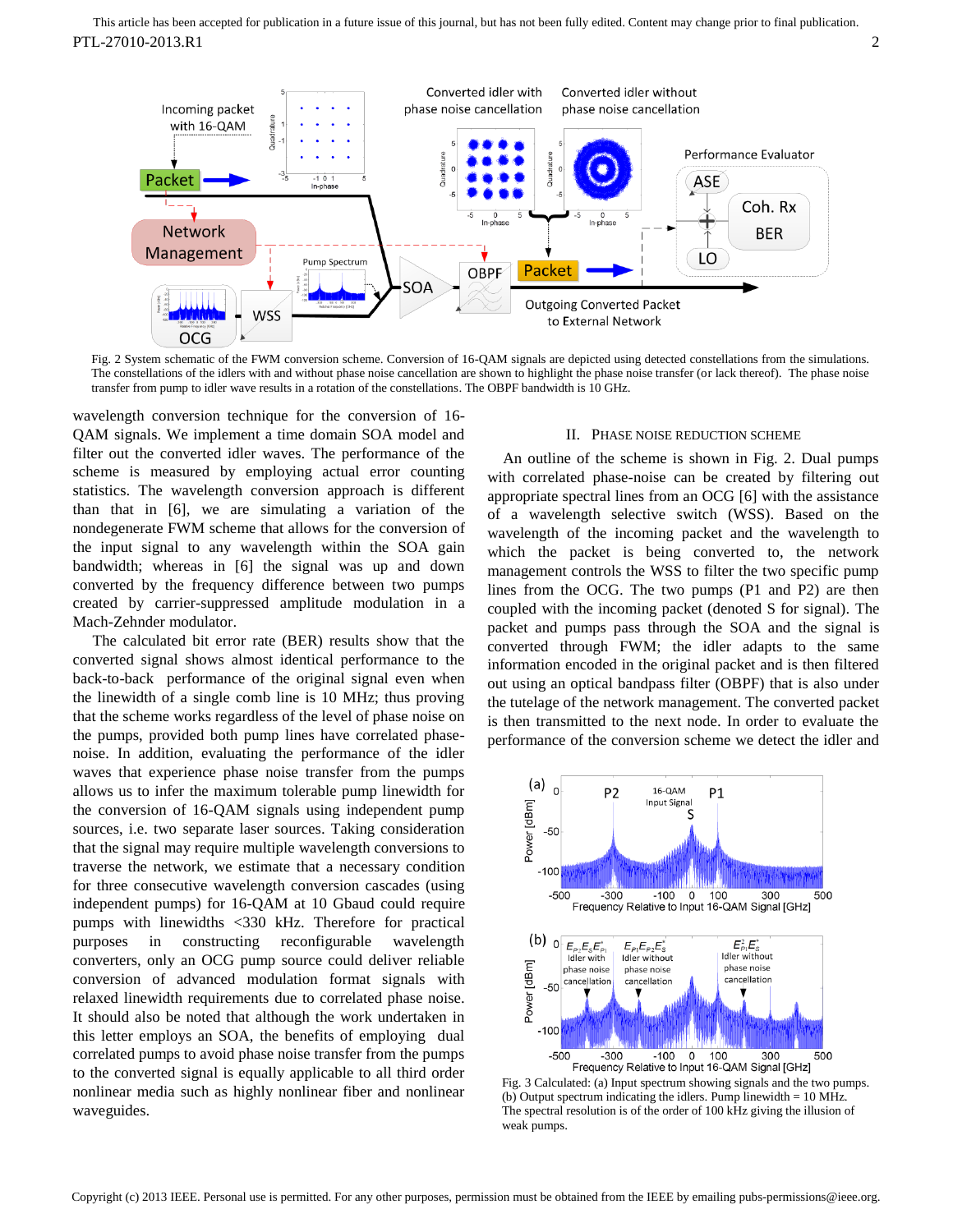Fig. 2 System schematic of the FWM conversion scheme. Conversion of 16-QAM signals are depicted using detected constellations from the simulations. The constellations of the idlers with and without phase noise cancellation are shown to highlight the phase noise transfer (or lack thereof). The phase noise transfer from pump to idler wave results in a rotation of the constellations. The OBPF bandwidth is 10 GHz.

wavelength conversion technique for the conversion of 16-QAM signals. We implement a time domain SOA model and filter out the converted idler waves. The performance of the scheme is measured by employing actual error counting statistics. The wavelength conversion approach is different than that in [6], we are simulating a variation of the nondegenerate FWM scheme that allows for the conversion of the input signal to any wavelength within the SOA gain bandwidth; whereas in [6] the signal was up and down converted by the frequency difference between two pumps created by carrier-suppressed amplitude modulation in a Mach-Zehnder modulator.

The calculated bit error rate (BER) results show that the converted signal shows almost identical performance to the back-to-back performance of the original signal even when the linewidth of a single comb line is 10 MHz; thus proving that the scheme works regardless of the level of phase noise on the pumps, provided both pump lines have correlated phase-noise. In addition, evaluating the performance of the idler waves that experience phase noise transfer from the pumps allows us to infer the maximum tolerable pump linewidth for the conversion of 16-QAM signals using independent pump sources, i.e. two separate laser sources. Taking consideration that the signal may require multiple wavelength conversions to traverse the network, we estimate that a necessary condition for three consecutive wavelength conversion cascades (using independent pumps) for 16-QAM at 10 Gbaud could require pumps with linewidths <330 kHz. Therefore for practical purposes in constructing reconfigurable wavelength converters, only an OCG pump source could deliver reliable conversion of advanced modulation format signals with relaxed linewidth requirements due to correlated phase noise. It should also be noted that although the work undertaken in this letter employs an SOA, the benefits of employing dual correlated pumps to avoid phase noise transfer from the pumps to the converted signal is equally applicable to all third order nonlinear media such as highly nonlinear fiber and nonlinear waveguides.

## II. Phase Noise Reduction Scheme

An outline of the scheme is shown in Fig. 2. Dual pumps with correlated phase-noise can be created by filtering out appropriate spectral lines from an OCG [6] with the assistance of a wavelength selective switch (WSS). Based on the wavelength of the incoming packet and the wavelength to which the packet is being converted to, the network management controls the WSS to filter the two specific pump lines from the OCG. The two pumps (P1 and P2) are then coupled with the incoming packet (denoted S for signal). The packet and pumps pass through the SOA and the signal is converted through FWM; the idler adapts to the same information encoded in the original packet and is then filtered out using an optical bandpass filter (OBPF) that is also under the tutelage of the network management. The converted packet is then transmitted to the next node. In order to evaluate the performance of the conversion scheme we detect the idler and

Fig. 3 Calculated: (a) Input spectrum showing signals and the two pumps. (b) Output spectrum indicating the idlers. Pump linewidth = 10 MHz. The spectral resolution is of the order of 100 kHz giving the illusion of weak pumps.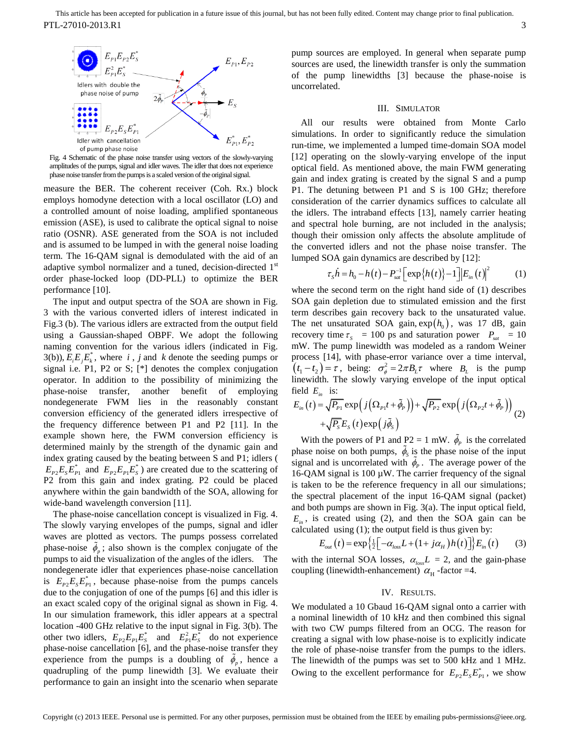Fig. 4 Schematic of the phase noise transfer using vectors of the slowly-varying amplitudes of the pumps, signal and idler waves. The idler that does not experience phase noise transfer from the pumps is a scaled version of the original signal.

measure the BER. The coherent receiver (Coh. Rx.) block employs homodyne detection with a local oscillator (LO) and a controlled amount of noise loading, amplified spontaneous emission (ASE), is used to calibrate the optical signal to noise ratio (OSNR). ASE generated from the SOA is not included and is assumed to be lumped in with the general noise loading term. The 16-QAM signal is demodulated with the aid of an adaptive symbol normalizer and a tuned, decision-directed 1st order phase-locked loop (DD-PLL) to optimize the BER performance [10].

The input and output spectra of the SOA are shown in Fig. 3 with the various converted idlers of interest indicated in Fig.3 (b). The various idlers are extracted from the output field using a Gaussian-shaped OBPF. We adopt the following naming convention for the various idlers (indicated in Fig. 3(b)), $E_iE_jE_k^*$, where $i$ , $j$ and $k$ denote the seeding pumps or signal i.e. P1, P2 or S; [*] denotes the complex conjugation operator. In addition to the possibility of minimizing the phase-noise transfer, another benefit of employing nondegenerate FWM lies in the reasonably constant conversion efficiency of the generated idlers irrespective of the frequency difference between P1 and P2 [11]. In the example shown here, the FWM conversion efficiency is determined mainly by the strength of the dynamic gain and index grating caused by the beating between S and P1; idlers ( $E_{P2}E_SE_{P1}^*$ and $E_{P2}E_{P1}E_S^*$ ) are created due to the scattering of P2 from this gain and index grating. P2 could be placed anywhere within the gain bandwidth of the SOA, allowing for wide-band wavelength conversion [11].

The phase-noise cancellation concept is visualized in Fig. 4. The slowly varying envelopes of the pumps, signal and idler waves are plotted as vectors. The pumps possess correlated phase-noise $\tilde{\phi}_p$ ; also shown is the complex conjugate of the pumps to aid the visualization of the angles of the idlers. The nondegenerate idler that experiences phase-noise cancellation is $E_{P2}E_SE_{P1}^*$, because phase-noise from the pumps cancels due to the conjugation of one of the pumps [6] and this idler is an exact scaled copy of the original signal as shown in Fig. 4. In our simulation framework, this idler appears at a spectral location -400 GHz relative to the input signal in Fig. 3(b). The other two idlers, $E_{P2}E_{P1}E_S^*$ and $E_{P1}^2E_S^*$ do not experience phase-noise cancellation [6], and the phase-noise transfer they experience from the pumps is a doubling of $\tilde{\phi}_p$ , hence a quadrupling of the pump linewidth [3]. We evaluate their performance to gain an insight into the scenario when separate pump sources are employed. In general when separate pump sources are used, the linewidth transfer is only the summation of the pump linewidths [3] because the phase-noise is uncorrelated.

## III. Simulator

All our results were obtained from Monte Carlo simulations. In order to significantly reduce the simulation run-time, we implemented a lumped time-domain SOA model [12] operating on the slowly-varying envelope of the input optical field. As mentioned above, the main FWM generating gain and index grating is created by the signal S and a pump P1. The detuning between P1 and S is 100 GHz; therefore consideration of the carrier dynamics suffices to calculate all the idlers. The intraband effects [13], namely carrier heating and spectral hole burning, are not included in the analysis; though their omission only affects the absolute amplitude of the converted idlers and not the phase noise transfer. The lumped SOA gain dynamics are described by [12]:

$$\tau_S\dot{h} = h_0 - h(t) - P_{sat}^{-1}\left[\exp\{h(t)\}-1\right]\left|E_{in}(t)\right|^2 \qquad (1)$$

where the second term on the right hand side of (1) describes SOA gain depletion due to stimulated emission and the first term describes gain recovery back to the unsaturated value. The net unsaturated SOA gain, $\exp(h_0)$, was 17 dB, gain recovery time $\tau_S$ = 100 ps and saturation power $P_{sat}$ = 10 mW. The pump linewidth was modeled as a random Weiner process [14], with phase-error variance over a time interval, $(t_1-t_2)=\tau$, being: $\sigma_\phi^2 = 2\pi B_L\tau$ where $B_L$ is the pump linewidth. The slowly varying envelope of the input optical field $E_{in}$ is:

$$E_{in}(t) = \sqrt{P_{P1}}\exp\left(j\left(\Omega_{P1}t+\tilde{\phi}_P\right)\right) + \sqrt{P_{P2}}\exp\left(j\left(\Omega_{P2}t+\tilde{\phi}_P\right)\right) + \sqrt{P_S}E_S(t)\exp\left(j\tilde{\phi}_S\right) \qquad (2)$$

With the powers of P1 and P2 = 1 mW. $\tilde{\phi}_P$ is the correlated phase noise on both pumps, $\tilde{\phi}_S$ is the phase noise of the input signal and is uncorrelated with $\tilde{\phi}_P$. The average power of the 16-QAM signal is 100 µW. The carrier frequency of the signal is taken to be the reference frequency in all our simulations; the spectral placement of the input 16-QAM signal (packet) and both pumps are shown in Fig. 3(a). The input optical field, $E_{in}$, is created using (2), and then the SOA gain can be calculated using (1); the output field is thus given by:

$$E_{out}(t) = \exp\left\{\tfrac{1}{2}\left[-\alpha_{loss}L + (1+j\alpha_H)h(t)\right]\right\}E_{in}(t) \qquad (3)$$

with the internal SOA losses, $\alpha_{loss}L$ = 2, and the gain-phase coupling (linewidth-enhancement) $\alpha_H$ -factor =4.

## IV. Results

We modulated a 10 Gbaud 16-QAM signal onto a carrier with a nominal linewidth of 10 kHz and then combined this signal with two CW pumps filtered from an OCG. The reason for creating a signal with low phase-noise is to explicitly indicate the role of phase-noise transfer from the pumps to the idlers. The linewidth of the pumps was set to 500 kHz and 1 MHz. Owing to the excellent performance for $E_{P2}E_SE_{P1}^*$, we show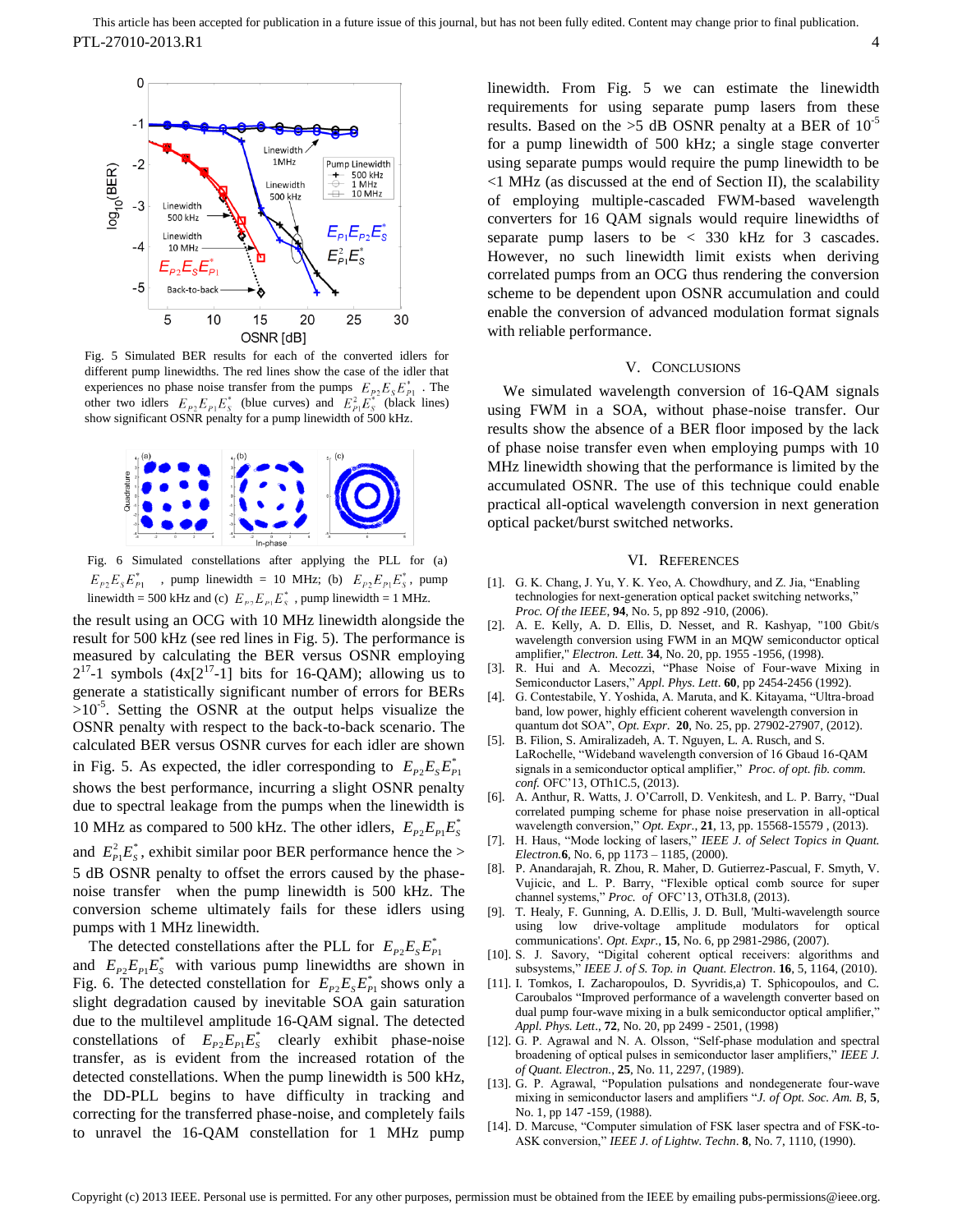log$_{10}$(BER)

0
-1
-2
-3
-4
-5

5 10 15 20 25 30

OSNR [dB]

Linewidth 1MHz
Linewidth 500 kHz
Linewidth 500 kHz
Linewidth 10 MHz
Back-to-back

Pump Linewidth
500 kHz
1 MHz
10 MHz

$E_{P1}E_{P2}E_S^*$
$E_{P1}^2E_S^*$
$E_{P2}E_SE_{P1}^*$

Fig. 5 Simulated BER results for each of the converted idlers for different pump linewidths. The red lines show the case of the idler that experiences no phase noise transfer from the pumps $E_{P2}E_SE_{P1}^*$. The other two idlers $E_{P2}E_{P1}E_S^*$ (blue curves) and $E_{P1}^2E_S^*$ (black lines) show significant OSNR penalty for a pump linewidth of 500 kHz.

(a) (b) (c)

Quadrature

In-phase

Fig. 6 Simulated constellations after applying the PLL for (a) $E_{P2}E_SE_{P1}^*$, pump linewidth = 10 MHz; (b) $E_{P2}E_{P1}E_S^*$, pump linewidth = 500 kHz and (c) $E_{P2}E_{P1}E_S^*$, pump linewidth = 1 MHz.

the result using an OCG with 10 MHz linewidth alongside the result for 500 kHz (see red lines in Fig. 5). The performance is measured by calculating the BER versus OSNR employing $2^{17}$-1 symbols (4x[$2^{17}$-1] bits for 16-QAM); allowing us to generate a statistically significant number of errors for BERs >$10^{-5}$. Setting the OSNR at the output helps visualize the OSNR penalty with respect to the back-to-back scenario. The calculated BER versus OSNR curves for each idler are shown in Fig. 5. As expected, the idler corresponding to $E_{P2}E_SE_{P1}^*$ shows the best performance, incurring a slight OSNR penalty due to spectral leakage from the pumps when the linewidth is 10 MHz as compared to 500 kHz. The other idlers, $E_{P2}E_{P1}E_S^*$ and $E_{P1}^2E_S^*$, exhibit similar poor BER performance hence the > 5 dB OSNR penalty to offset the errors caused by the phase-noise transfer when the pump linewidth is 500 kHz. The conversion scheme ultimately fails for these idlers using pumps with 1 MHz linewidth.

The detected constellations after the PLL for $E_{P2}E_SE_{P1}^*$ and $E_{P2}E_{P1}E_S^*$ with various pump linewidths are shown in Fig. 6. The detected constellation for $E_{P2}E_SE_{P1}^*$ shows only a slight degradation caused by inevitable SOA gain saturation due to the multilevel amplitude 16-QAM signal. The detected constellations of $E_{P2}E_{P1}E_S^*$ clearly exhibit phase-noise transfer, as is evident from the increased rotation of the detected constellations. When the pump linewidth is 500 kHz, the DD-PLL begins to have difficulty in tracking and correcting for the transferred phase-noise, and completely fails to unravel the 16-QAM constellation for 1 MHz pump linewidth. From Fig. 5 we can estimate the linewidth requirements for using separate pump lasers from these results. Based on the >5 dB OSNR penalty at a BER of $10^{-5}$ for a pump linewidth of 500 kHz; a single stage converter using separate pumps would require the pump linewidth to be <1 MHz (as discussed at the end of Section II), the scalability of employing multiple-cascaded FWM-based wavelength converters for 16 QAM signals would require linewidths of separate pump lasers to be < 330 kHz for 3 cascades. However, no such linewidth limit exists when deriving correlated pumps from an OCG thus rendering the conversion scheme to be dependent upon OSNR accumulation and could enable the conversion of advanced modulation format signals with reliable performance.

## V. Conclusions

We simulated wavelength conversion of 16-QAM signals using FWM in a SOA, without phase-noise transfer. Our results show the absence of a BER floor imposed by the lack of phase noise transfer even when employing pumps with 10 MHz linewidth showing that the performance is limited by the accumulated OSNR. The use of this technique could enable practical all-optical wavelength conversion in next generation optical packet/burst switched networks.

## VI. References

[1]. G. K. Chang, J. Yu, Y. K. Yeo, A. Chowdhury, and Z. Jia, "Enabling technologies for next-generation optical packet switching networks," *Proc. Of the IEEE*, **94**, No. 5, pp 892 -910, (2006).

[2]. A. E. Kelly, A. D. Ellis, D. Nesset, and R. Kashyap, "100 Gbit/s wavelength conversion using FWM in an MQW semiconductor optical amplifier," *Electron. Lett.* **34**, No. 20, pp. 1955 -1956, (1998).

[3]. R. Hui and A. Mecozzi, "Phase Noise of Four-wave Mixing in Semiconductor Lasers," *Appl. Phys. Lett*. **60**, pp 2454-2456 (1992).

[4]. G. Contestabile, Y. Yoshida, A. Maruta, and K. Kitayama, "Ultra-broad band, low power, highly efficient coherent wavelength conversion in quantum dot SOA", *Opt. Expr.* **20**, No. 25, pp. 27902-27907, (2012).

[5]. B. Filion, S. Amiralizadeh, A. T. Nguyen, L. A. Rusch, and S. LaRochelle, "Wideband wavelength conversion of 16 Gbaud 16-QAM signals in a semiconductor optical amplifier," *Proc. of opt. fib. comm. conf.* OFC'13, OTh1C.5, (2013).

[6]. A. Anthur, R. Watts, J. O'Carroll, D. Venkitesh, and L. P. Barry, "Dual correlated pumping scheme for phase noise preservation in all-optical wavelength conversion," *Opt. Expr.*, **21**, 13, pp. 15568-15579 , (2013).

[7]. H. Haus, "Mode locking of lasers," *IEEE J. of Select Topics in Quant. Electron.***6**, No. 6, pp 1173 – 1185, (2000).

[8]. P. Anandarajah, R. Zhou, R. Maher, D. Gutierrez-Pascual, F. Smyth, V. Vujicic, and L. P. Barry, "Flexible optical comb source for super channel systems," *Proc. of* OFC'13, OTh3I.8, (2013).

[9]. T. Healy, F. Gunning, A. D.Ellis, J. D. Bull, 'Multi-wavelength source using low drive-voltage amplitude modulators for optical communications'. *Opt. Expr.*, **15**, No. 6, pp 2981-2986, (2007).

[10]. S. J. Savory, "Digital coherent optical receivers: algorithms and subsystems," *IEEE J. of S. Top. in Quant. Electron.* **16**, 5, 1164, (2010).

[11]. I. Tomkos, I. Zacharopoulos, D. Syvridis,a) T. Sphicopoulos, and C. Caroubalos "Improved performance of a wavelength converter based on dual pump four-wave mixing in a bulk semiconductor optical amplifier," *Appl. Phys. Lett*., **72**, No. 20, pp 2499 - 2501, (1998)

[12]. G. P. Agrawal and N. A. Olsson, "Self-phase modulation and spectral broadening of optical pulses in semiconductor laser amplifiers," *IEEE J. of Quant. Electron.*, **25**, No. 11, 2297, (1989).

[13]. G. P. Agrawal, "Population pulsations and nondegenerate four-wave mixing in semiconductor lasers and amplifiers "*J. of Opt. Soc. Am. B*, **5**, No. 1, pp 147 -159, (1988).

[14]. D. Marcuse, "Computer simulation of FSK laser spectra and of FSK-to-ASK conversion," *IEEE J. of Lightw. Techn*. **8**, No. 7, 1110, (1990).